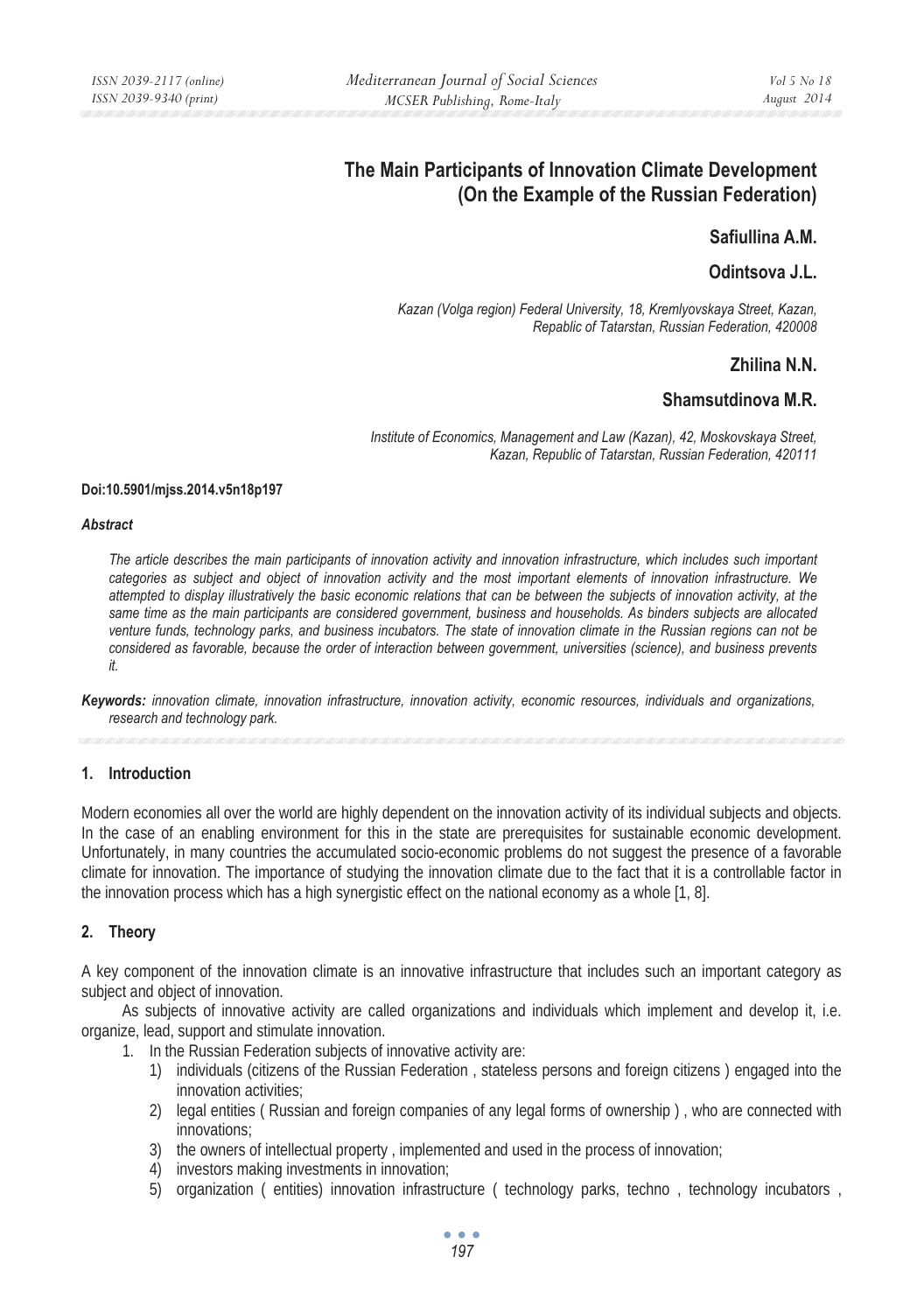# The Main Participants of Innovation Climate Development (On the Example of the Russian Federation)

**Safiullina A.M.**

**Odintsova J.L.**

*Kazan (Volga region) Federal University, 18, Kremlyovskaya Street, Kazan, Repablic of Tatarstan, Russian Federation, 420008*

**Zhilina N.N.**

**Shamsutdinova M.R.**

*Institute of Economics, Management and Law (Kazan), 42, Moskovskaya Street, Kazan, Republic of Tatarstan, Russian Federation, 420111*

**Doi:10.5901/mjss.2014.v5n18p197**

***Abstract***

*The article describes the main participants of innovation activity and innovation infrastructure, which includes such important categories as subject and object of innovation activity and the most important elements of innovation infrastructure. We attempted to display illustratively the basic economic relations that can be between the subjects of innovation activity, at the same time as the main participants are considered government, business and households. As binders subjects are allocated venture funds, technology parks, and business incubators. The state of innovation climate in the Russian regions can not be considered as favorable, because the order of interaction between government, universities (science), and business prevents it.*

***Keywords:*** *innovation climate, innovation infrastructure, innovation activity, economic resources, individuals and organizations, research and technology park.*

## 1. Introduction

Modern economies all over the world are highly dependent on the innovation activity of its individual subjects and objects. In the case of an enabling environment for this in the state are prerequisites for sustainable economic development. Unfortunately, in many countries the accumulated socio-economic problems do not suggest the presence of a favorable climate for innovation. The importance of studying the innovation climate due to the fact that it is a controllable factor in the innovation process which has a high synergistic effect on the national economy as a whole [1, 8].

## 2. Theory

A key component of the innovation climate is an innovative infrastructure that includes such an important category as subject and object of innovation.

As subjects of innovative activity are called organizations and individuals which implement and develop it, i.e. organize, lead, support and stimulate innovation.

1. In the Russian Federation subjects of innovative activity are:
   1) individuals (citizens of the Russian Federation , stateless persons and foreign citizens ) engaged into the innovation activities;
   2) legal entities ( Russian and foreign companies of any legal forms of ownership ) , who are connected with innovations;
   3) the owners of intellectual property , implemented and used in the process of innovation;
   4) investors making investments in innovation;
   5) organization ( entities) innovation infrastructure ( technology parks, techno , technology incubators ,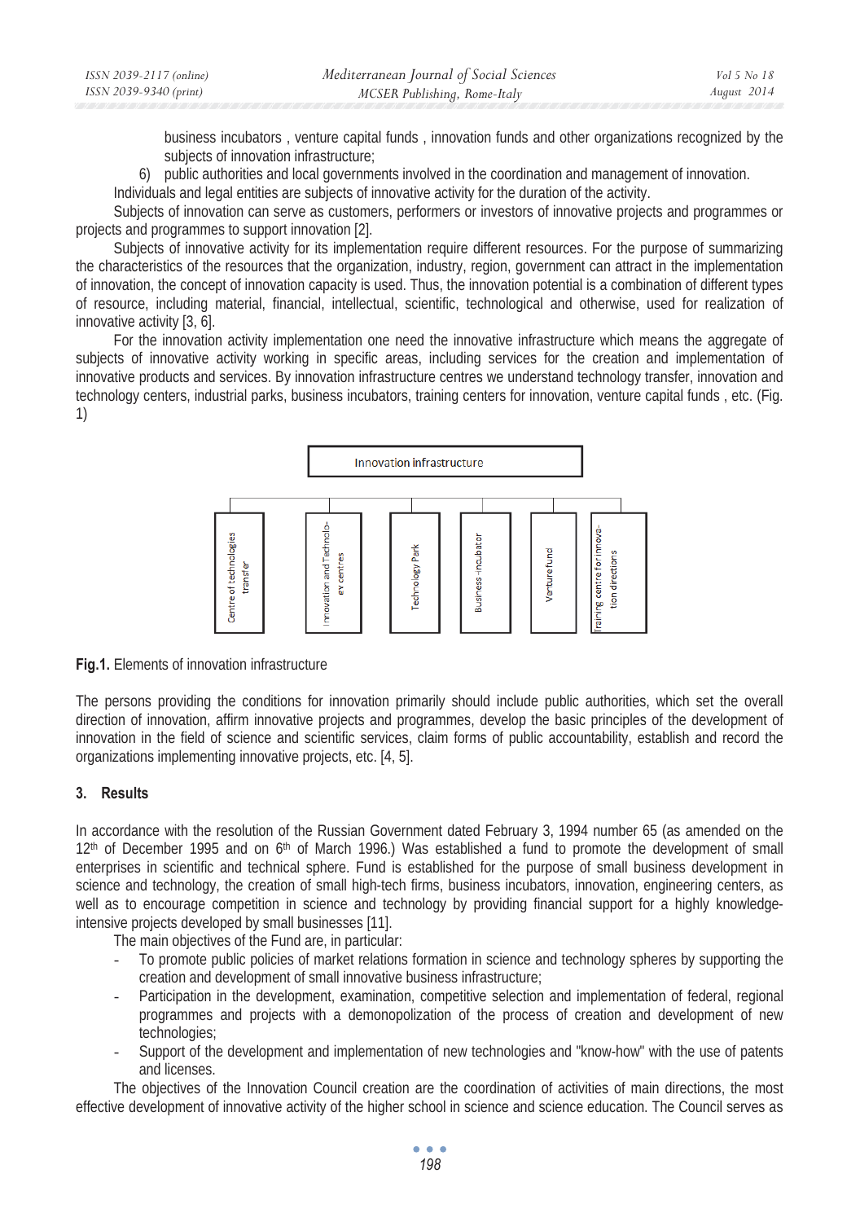business incubators , venture capital funds , innovation funds and other organizations recognized by the subjects of innovation infrastructure;

6) public authorities and local governments involved in the coordination and management of innovation.

Individuals and legal entities are subjects of innovative activity for the duration of the activity.

Subjects of innovation can serve as customers, performers or investors of innovative projects and programmes or projects and programmes to support innovation [2].

Subjects of innovative activity for its implementation require different resources. For the purpose of summarizing the characteristics of the resources that the organization, industry, region, government can attract in the implementation of innovation, the concept of innovation capacity is used. Thus, the innovation potential is a combination of different types of resource, including material, financial, intellectual, scientific, technological and otherwise, used for realization of innovative activity [3, 6].

For the innovation activity implementation one need the innovative infrastructure which means the aggregate of subjects of innovative activity working in specific areas, including services for the creation and implementation of innovative products and services. By innovation infrastructure centres we understand technology transfer, innovation and technology centers, industrial parks, business incubators, training centers for innovation, venture capital funds , etc. (Fig. 1)

Innovation infrastructure

- Centre of technologies transfer
- Innovation and Technology centres
- Technology Park
- Business-incubator
- Venture fund
- Training centre for innovation directions

**Fig.1.** Elements of innovation infrastructure

The persons providing the conditions for innovation primarily should include public authorities, which set the overall direction of innovation, affirm innovative projects and programmes, develop the basic principles of the development of innovation in the field of science and scientific services, claim forms of public accountability, establish and record the organizations implementing innovative projects, etc. [4, 5].

## 3. Results

In accordance with the resolution of the Russian Government dated February 3, 1994 number 65 (as amended on the 12th of December 1995 and on 6th of March 1996.) Was established a fund to promote the development of small enterprises in scientific and technical sphere. Fund is established for the purpose of small business development in science and technology, the creation of small high-tech firms, business incubators, innovation, engineering centers, as well as to encourage competition in science and technology by providing financial support for a highly knowledge-intensive projects developed by small businesses [11].

The main objectives of the Fund are, in particular:

- To promote public policies of market relations formation in science and technology spheres by supporting the creation and development of small innovative business infrastructure;
- Participation in the development, examination, competitive selection and implementation of federal, regional programmes and projects with a demonopolization of the process of creation and development of new technologies;
- Support of the development and implementation of new technologies and "know-how" with the use of patents and licenses.

The objectives of the Innovation Council creation are the coordination of activities of main directions, the most effective development of innovative activity of the higher school in science and science education. The Council serves as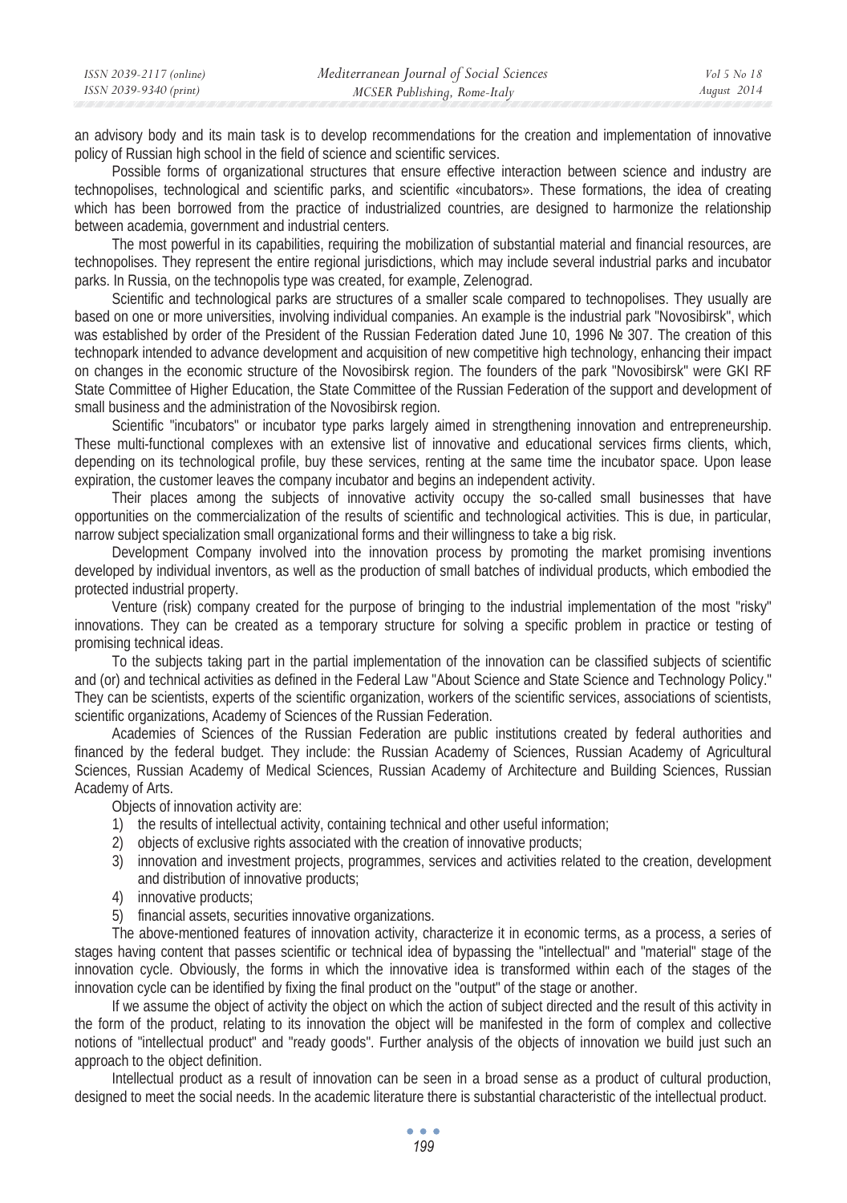an advisory body and its main task is to develop recommendations for the creation and implementation of innovative policy of Russian high school in the field of science and scientific services.

Possible forms of organizational structures that ensure effective interaction between science and industry are technopolises, technological and scientific parks, and scientific «incubators». These formations, the idea of creating which has been borrowed from the practice of industrialized countries, are designed to harmonize the relationship between academia, government and industrial centers.

The most powerful in its capabilities, requiring the mobilization of substantial material and financial resources, are technopolises. They represent the entire regional jurisdictions, which may include several industrial parks and incubator parks. In Russia, on the technopolis type was created, for example, Zelenograd.

Scientific and technological parks are structures of a smaller scale compared to technopolises. They usually are based on one or more universities, involving individual companies. An example is the industrial park "Novosibirsk", which was established by order of the President of the Russian Federation dated June 10, 1996 № 307. The creation of this technopark intended to advance development and acquisition of new competitive high technology, enhancing their impact on changes in the economic structure of the Novosibirsk region. The founders of the park "Novosibirsk" were GKI RF State Committee of Higher Education, the State Committee of the Russian Federation of the support and development of small business and the administration of the Novosibirsk region.

Scientific "incubators" or incubator type parks largely aimed in strengthening innovation and entrepreneurship. These multi-functional complexes with an extensive list of innovative and educational services firms clients, which, depending on its technological profile, buy these services, renting at the same time the incubator space. Upon lease expiration, the customer leaves the company incubator and begins an independent activity.

Their places among the subjects of innovative activity occupy the so-called small businesses that have opportunities on the commercialization of the results of scientific and technological activities. This is due, in particular, narrow subject specialization small organizational forms and their willingness to take a big risk.

Development Company involved into the innovation process by promoting the market promising inventions developed by individual inventors, as well as the production of small batches of individual products, which embodied the protected industrial property.

Venture (risk) company created for the purpose of bringing to the industrial implementation of the most "risky" innovations. They can be created as a temporary structure for solving a specific problem in practice or testing of promising technical ideas.

To the subjects taking part in the partial implementation of the innovation can be classified subjects of scientific and (or) and technical activities as defined in the Federal Law "About Science and State Science and Technology Policy." They can be scientists, experts of the scientific organization, workers of the scientific services, associations of scientists, scientific organizations, Academy of Sciences of the Russian Federation.

Academies of Sciences of the Russian Federation are public institutions created by federal authorities and financed by the federal budget. They include: the Russian Academy of Sciences, Russian Academy of Agricultural Sciences, Russian Academy of Medical Sciences, Russian Academy of Architecture and Building Sciences, Russian Academy of Arts.

Objects of innovation activity are:

1) the results of intellectual activity, containing technical and other useful information;
2) objects of exclusive rights associated with the creation of innovative products;
3) innovation and investment projects, programmes, services and activities related to the creation, development and distribution of innovative products;
4) innovative products;
5) financial assets, securities innovative organizations.

The above-mentioned features of innovation activity, characterize it in economic terms, as a process, a series of stages having content that passes scientific or technical idea of bypassing the "intellectual" and "material" stage of the innovation cycle. Obviously, the forms in which the innovative idea is transformed within each of the stages of the innovation cycle can be identified by fixing the final product on the "output" of the stage or another.

If we assume the object of activity the object on which the action of subject directed and the result of this activity in the form of the product, relating to its innovation the object will be manifested in the form of complex and collective notions of "intellectual product" and "ready goods". Further analysis of the objects of innovation we build just such an approach to the object definition.

Intellectual product as a result of innovation can be seen in a broad sense as a product of cultural production, designed to meet the social needs. In the academic literature there is substantial characteristic of the intellectual product.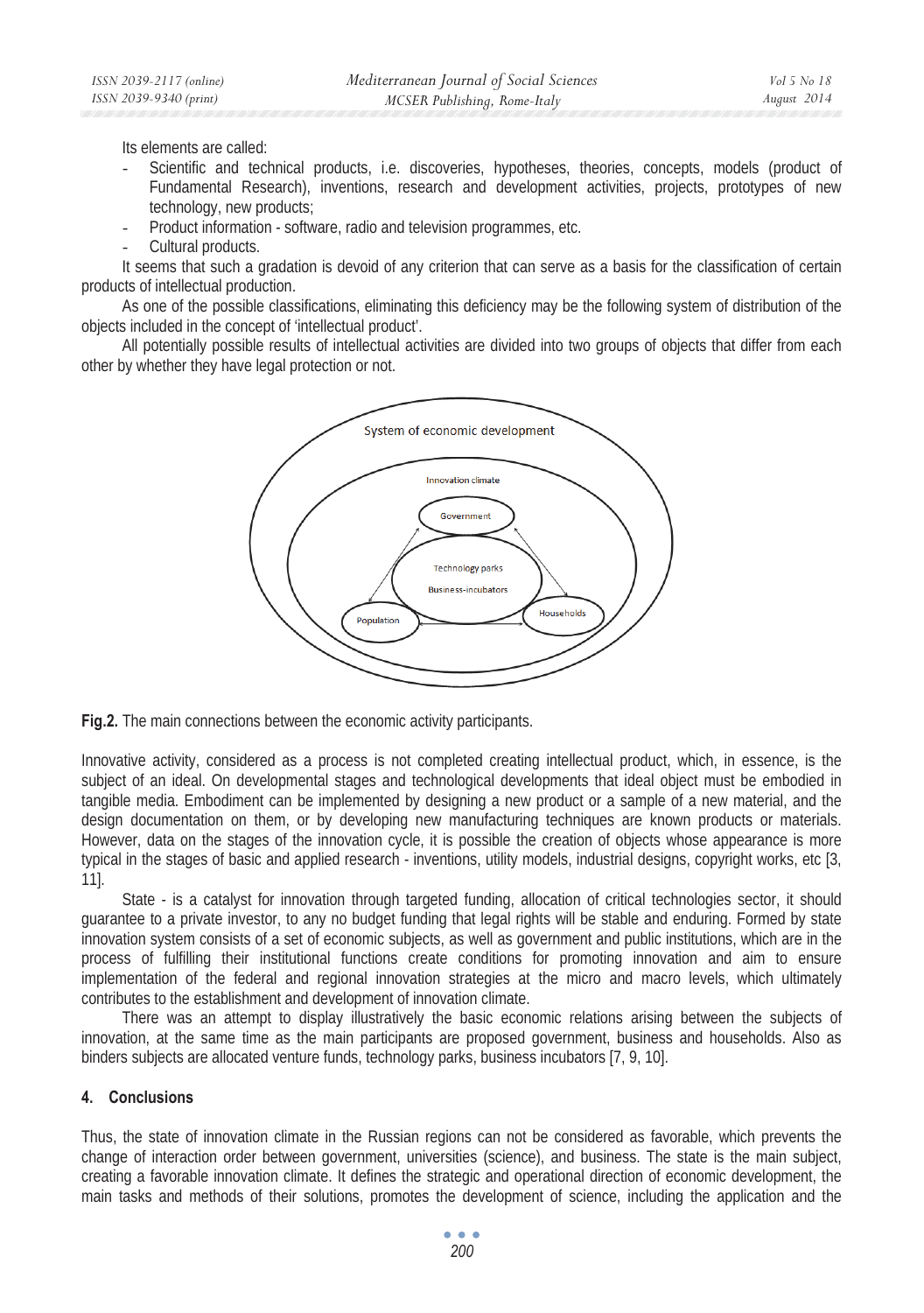Its elements are called:

- Scientific and technical products, i.e. discoveries, hypotheses, theories, concepts, models (product of Fundamental Research), inventions, research and development activities, projects, prototypes of new technology, new products;
- Product information - software, radio and television programmes, etc.
- Cultural products.

It seems that such a gradation is devoid of any criterion that can serve as a basis for the classification of certain products of intellectual production.

As one of the possible classifications, eliminating this deficiency may be the following system of distribution of the objects included in the concept of 'intellectual product'.

All potentially possible results of intellectual activities are divided into two groups of objects that differ from each other by whether they have legal protection or not.

**Fig.2.** The main connections between the economic activity participants.

Innovative activity, considered as a process is not completed creating intellectual product, which, in essence, is the subject of an ideal. On developmental stages and technological developments that ideal object must be embodied in tangible media. Embodiment can be implemented by designing a new product or a sample of a new material, and the design documentation on them, or by developing new manufacturing techniques are known products or materials. However, data on the stages of the innovation cycle, it is possible the creation of objects whose appearance is more typical in the stages of basic and applied research - inventions, utility models, industrial designs, copyright works, etc [3, 11].

State - is a catalyst for innovation through targeted funding, allocation of critical technologies sector, it should guarantee to a private investor, to any no budget funding that legal rights will be stable and enduring. Formed by state innovation system consists of a set of economic subjects, as well as government and public institutions, which are in the process of fulfilling their institutional functions create conditions for promoting innovation and aim to ensure implementation of the federal and regional innovation strategies at the micro and macro levels, which ultimately contributes to the establishment and development of innovation climate.

There was an attempt to display illustratively the basic economic relations arising between the subjects of innovation, at the same time as the main participants are proposed government, business and households. Also as binders subjects are allocated venture funds, technology parks, business incubators [7, 9, 10].

## 4. Conclusions

Thus, the state of innovation climate in the Russian regions can not be considered as favorable, which prevents the change of interaction order between government, universities (science), and business. The state is the main subject, creating a favorable innovation climate. It defines the strategic and operational direction of economic development, the main tasks and methods of their solutions, promotes the development of science, including the application and the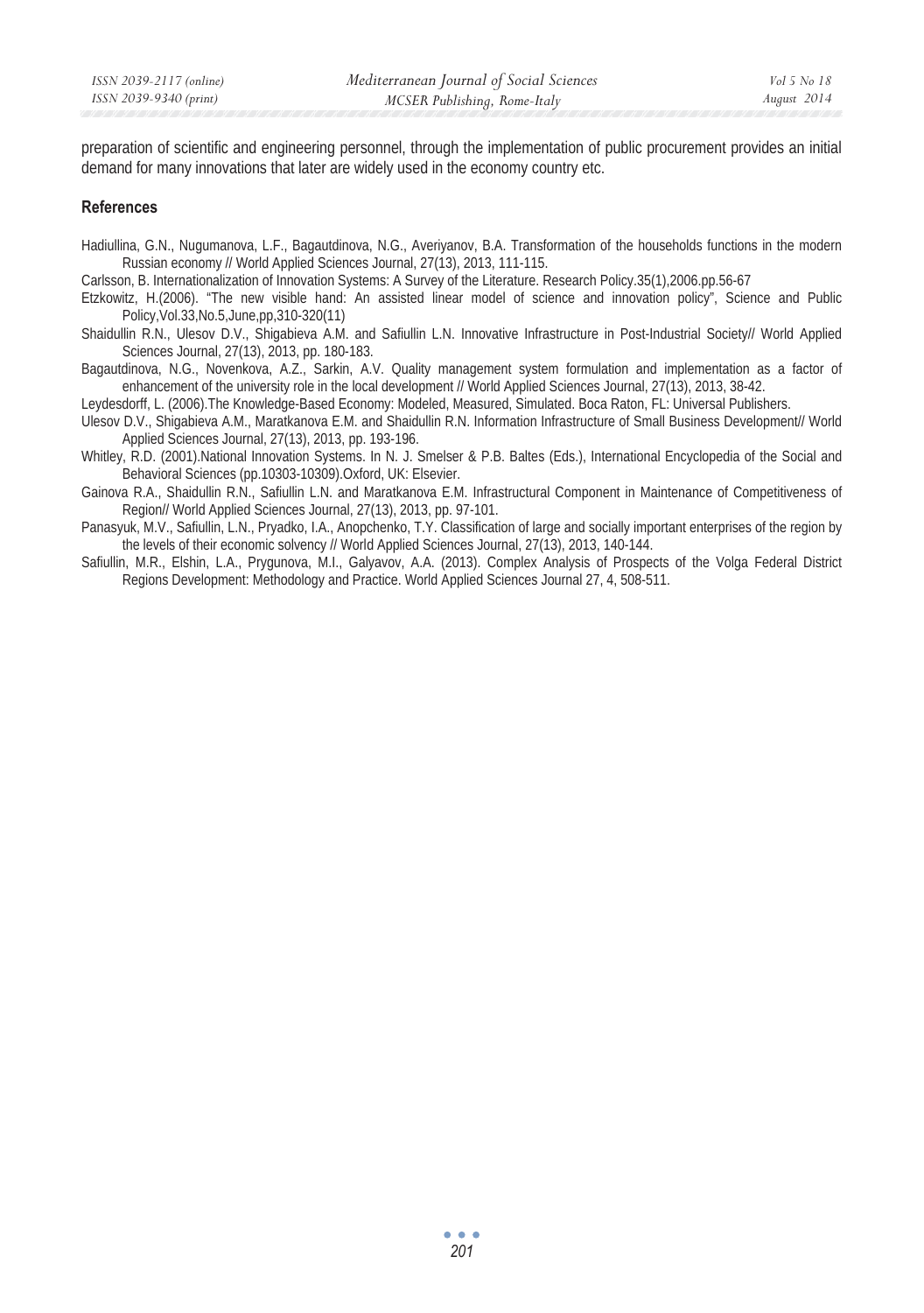preparation of scientific and engineering personnel, through the implementation of public procurement provides an initial demand for many innovations that later are widely used in the economy country etc.

## References

Hadiullina, G.N., Nugumanova, L.F., Bagautdinova, N.G., Averiyanov, B.A. Transformation of the households functions in the modern Russian economy // World Applied Sciences Journal, 27(13), 2013, 111-115.

Carlsson, B. Internationalization of Innovation Systems: A Survey of the Literature. Research Policy.35(1),2006.pp.56-67

Etzkowitz, H.(2006). "The new visible hand: An assisted linear model of science and innovation policy", Science and Public Policy,Vol.33,No.5,June,pp,310-320(11)

Shaidullin R.N., Ulesov D.V., Shigabieva A.M. and Safiullin L.N. Innovative Infrastructure in Post-Industrial Society// World Applied Sciences Journal, 27(13), 2013, pp. 180-183.

Bagautdinova, N.G., Novenkova, A.Z., Sarkin, A.V. Quality management system formulation and implementation as a factor of enhancement of the university role in the local development // World Applied Sciences Journal, 27(13), 2013, 38-42.

Leydesdorff, L. (2006).The Knowledge-Based Economy: Modeled, Measured, Simulated. Boca Raton, FL: Universal Publishers.

Ulesov D.V., Shigabieva A.M., Maratkanova E.M. and Shaidullin R.N. Information Infrastructure of Small Business Development// World Applied Sciences Journal, 27(13), 2013, pp. 193-196.

Whitley, R.D. (2001).National Innovation Systems. In N. J. Smelser & P.B. Baltes (Eds.), International Encyclopedia of the Social and Behavioral Sciences (pp.10303-10309).Oxford, UK: Elsevier.

Gainova R.A., Shaidullin R.N., Safiullin L.N. and Maratkanova E.M. Infrastructural Component in Maintenance of Competitiveness of Region// World Applied Sciences Journal, 27(13), 2013, pp. 97-101.

Panasyuk, M.V., Safiullin, L.N., Pryadko, I.A., Anopchenko, T.Y. Classification of large and socially important enterprises of the region by the levels of their economic solvency // World Applied Sciences Journal, 27(13), 2013, 140-144.

Safiullin, M.R., Elshin, L.A., Prygunova, M.I., Galyavov, A.A. (2013). Complex Analysis of Prospects of the Volga Federal District Regions Development: Methodology and Practice. World Applied Sciences Journal 27, 4, 508-511.